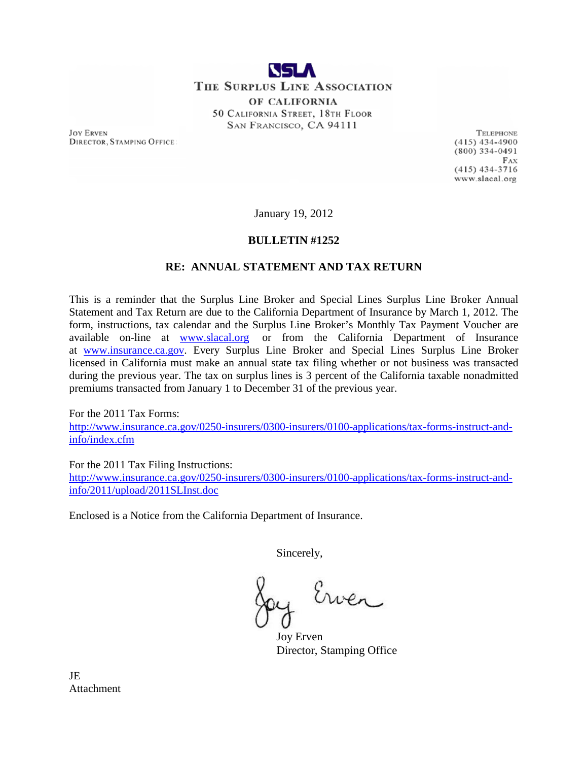SLA

THE SURPLUS LINE ASSOCIATION

OF CALIFORNIA

50 CALIFORNIA STREET, 18TH FLOOR

SAN FRANCISCO, CA 94111

JOY ERVEN
DIRECTOR, STAMPING OFFICE

TELEPHONE
(415) 434-4900
(800) 334-0491
FAX
(415) 434-3716
www.slacal.org

January 19, 2012

**BULLETIN #1252**

**RE: ANNUAL STATEMENT AND TAX RETURN**

This is a reminder that the Surplus Line Broker and Special Lines Surplus Line Broker Annual Statement and Tax Return are due to the California Department of Insurance by March 1, 2012. The form, instructions, tax calendar and the Surplus Line Broker's Monthly Tax Payment Voucher are available on-line at www.slacal.org or from the California Department of Insurance at www.insurance.ca.gov. Every Surplus Line Broker and Special Lines Surplus Line Broker licensed in California must make an annual state tax filing whether or not business was transacted during the previous year. The tax on surplus lines is 3 percent of the California taxable nonadmitted premiums transacted from January 1 to December 31 of the previous year.

For the 2011 Tax Forms:
http://www.insurance.ca.gov/0250-insurers/0300-insurers/0100-applications/tax-forms-instruct-and-info/index.cfm

For the 2011 Tax Filing Instructions:
http://www.insurance.ca.gov/0250-insurers/0300-insurers/0100-applications/tax-forms-instruct-and-info/2011/upload/2011SLInst.doc

Enclosed is a Notice from the California Department of Insurance.

Sincerely,

Joy Erven

Joy Erven
Director, Stamping Office

JE
Attachment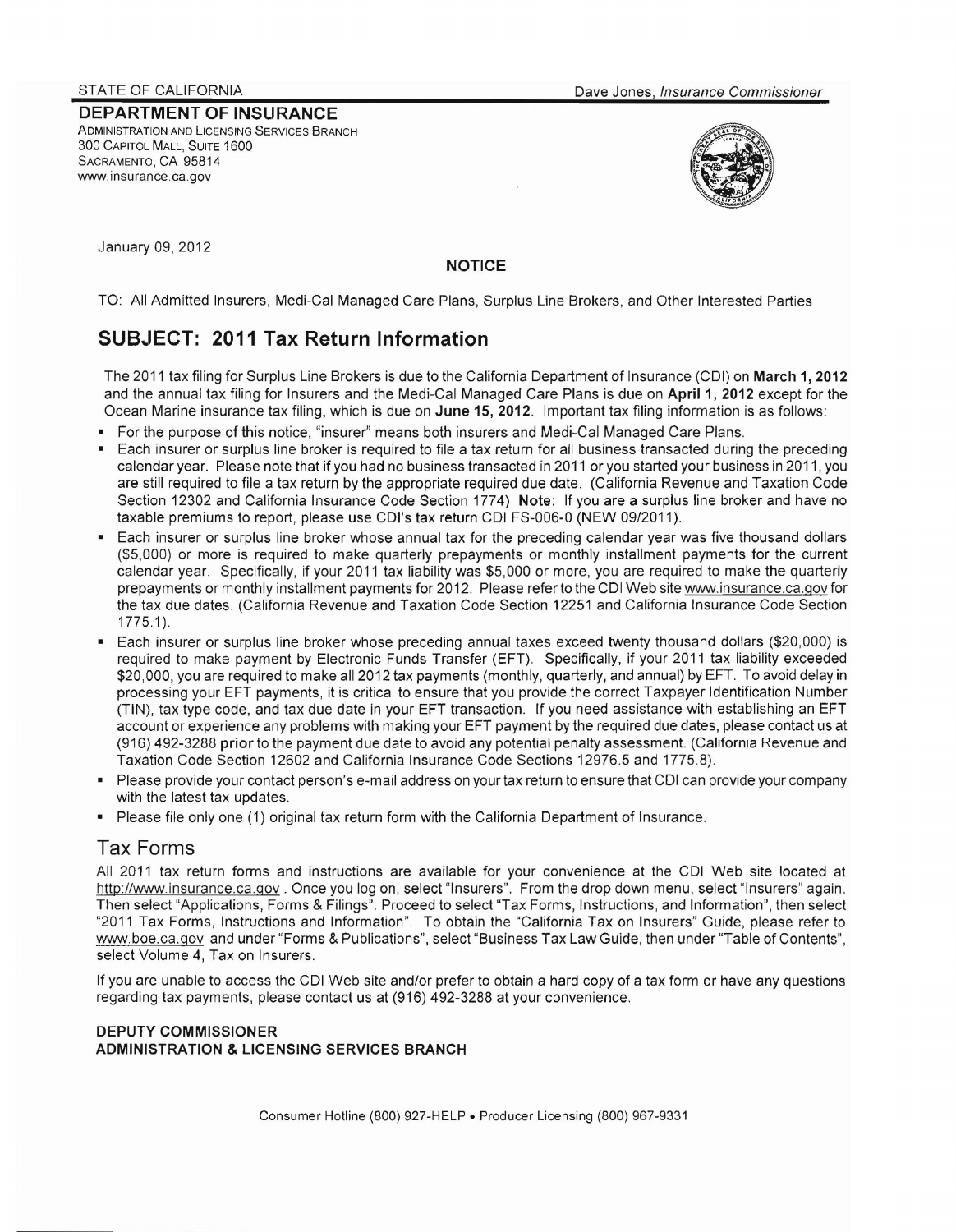STATE OF CALIFORNIA

Dave Jones, *Insurance Commissioner*

**DEPARTMENT OF INSURANCE**
ADMINISTRATION AND LICENSING SERVICES BRANCH
300 CAPITOL MALL, SUITE 1600
SACRAMENTO, CA 95814
www.insurance.ca.gov

January 09, 2012

**NOTICE**

TO: All Admitted Insurers, Medi-Cal Managed Care Plans, Surplus Line Brokers, and Other Interested Parties

## SUBJECT: 2011 Tax Return Information

The 2011 tax filing for Surplus Line Brokers is due to the California Department of Insurance (CDI) on **March 1, 2012** and the annual tax filing for Insurers and the Medi-Cal Managed Care Plans is due on **April 1, 2012** except for the Ocean Marine insurance tax filing, which is due on **June 15, 2012**. Important tax filing information is as follows:

- For the purpose of this notice, "insurer" means both insurers and Medi-Cal Managed Care Plans.
- Each insurer or surplus line broker is required to file a tax return for all business transacted during the preceding calendar year. Please note that if you had no business transacted in 2011 or you started your business in 2011, you are still required to file a tax return by the appropriate required due date. (California Revenue and Taxation Code Section 12302 and California Insurance Code Section 1774) **Note**: If you are a surplus line broker and have no taxable premiums to report, please use CDI's tax return CDI FS-006-0 (NEW 09/2011).
- Each insurer or surplus line broker whose annual tax for the preceding calendar year was five thousand dollars ($5,000) or more is required to make quarterly prepayments or monthly installment payments for the current calendar year. Specifically, if your 2011 tax liability was $5,000 or more, you are required to make the quarterly prepayments or monthly installment payments for 2012. Please refer to the CDI Web site www.insurance.ca.gov for the tax due dates. (California Revenue and Taxation Code Section 12251 and California Insurance Code Section 1775.1).
- Each insurer or surplus line broker whose preceding annual taxes exceed twenty thousand dollars ($20,000) is required to make payment by Electronic Funds Transfer (EFT). Specifically, if your 2011 tax liability exceeded $20,000, you are required to make all 2012 tax payments (monthly, quarterly, and annual) by EFT. To avoid delay in processing your EFT payments, it is critical to ensure that you provide the correct Taxpayer Identification Number (TIN), tax type code, and tax due date in your EFT transaction. If you need assistance with establishing an EFT account or experience any problems with making your EFT payment by the required due dates, please contact us at (916) 492-3288 **prior** to the payment due date to avoid any potential penalty assessment. (California Revenue and Taxation Code Section 12602 and California Insurance Code Sections 12976.5 and 1775.8).
- Please provide your contact person's e-mail address on your tax return to ensure that CDI can provide your company with the latest tax updates.
- Please file only one (1) original tax return form with the California Department of Insurance.

## Tax Forms

All 2011 tax return forms and instructions are available for your convenience at the CDI Web site located at http://www.insurance.ca.gov . Once you log on, select "Insurers". From the drop down menu, select "Insurers" again. Then select "Applications, Forms & Filings". Proceed to select "Tax Forms, Instructions, and Information", then select "2011 Tax Forms, Instructions and Information". To obtain the "California Tax on Insurers" Guide, please refer to www.boe.ca.gov and under "Forms & Publications", select "Business Tax Law Guide, then under "Table of Contents", select Volume 4, Tax on Insurers.

If you are unable to access the CDI Web site and/or prefer to obtain a hard copy of a tax form or have any questions regarding tax payments, please contact us at (916) 492-3288 at your convenience.

**DEPUTY COMMISSIONER**
**ADMINISTRATION & LICENSING SERVICES BRANCH**

Consumer Hotline (800) 927-HELP • Producer Licensing (800) 967-9331